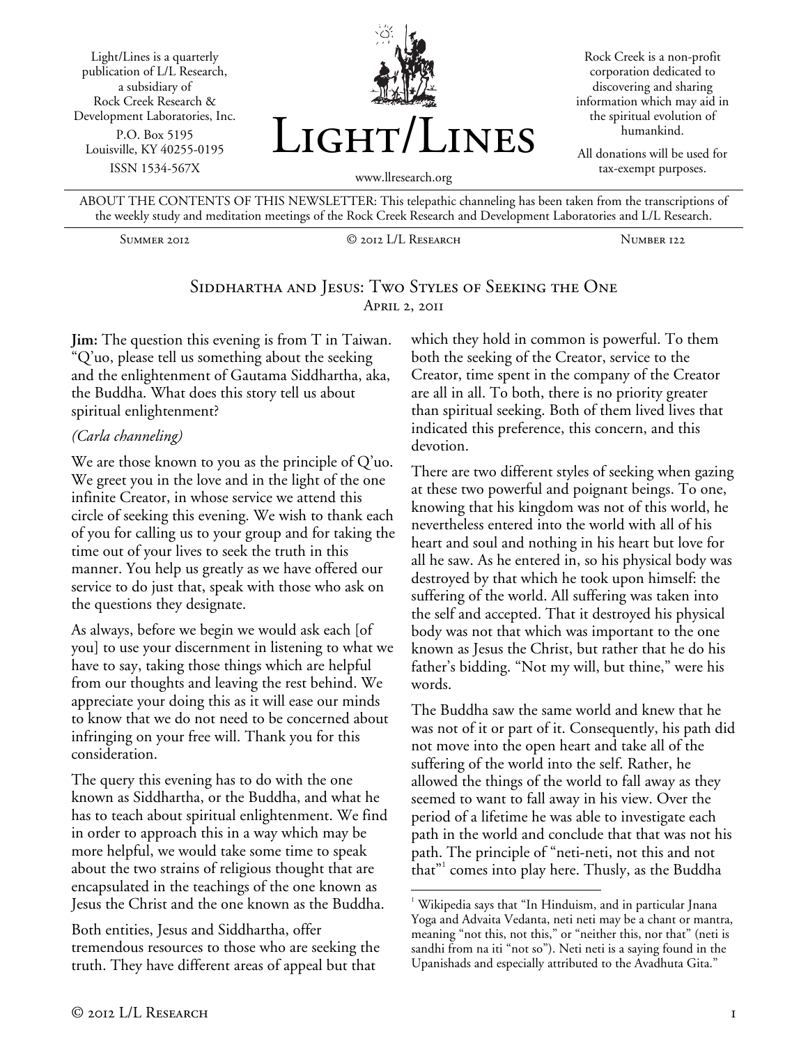Light/Lines is a quarterly publication of L/L Research, a subsidiary of Rock Creek Research & Development Laboratories, Inc.
P.O. Box 5195
Louisville, KY 40255-0195
ISSN 1534-567X

# Light/Lines

www.llresearch.org

Rock Creek is a non-profit corporation dedicated to discovering and sharing information which may aid in the spiritual evolution of humankind.

All donations will be used for tax-exempt purposes.

ABOUT THE CONTENTS OF THIS NEWSLETTER: This telepathic channeling has been taken from the transcriptions of the weekly study and meditation meetings of the Rock Creek Research and Development Laboratories and L/L Research.

Summer 2012 | © 2012 L/L Research | Number 122

## Siddhartha and Jesus: Two Styles of Seeking the One
April 2, 2011

**Jim:** The question this evening is from T in Taiwan. "Q'uo, please tell us something about the seeking and the enlightenment of Gautama Siddhartha, aka, the Buddha. What does this story tell us about spiritual enlightenment?

*(Carla channeling)*

We are those known to you as the principle of Q'uo. We greet you in the love and in the light of the one infinite Creator, in whose service we attend this circle of seeking this evening. We wish to thank each of you for calling us to your group and for taking the time out of your lives to seek the truth in this manner. You help us greatly as we have offered our service to do just that, speak with those who ask on the questions they designate.

As always, before we begin we would ask each [of you] to use your discernment in listening to what we have to say, taking those things which are helpful from our thoughts and leaving the rest behind. We appreciate your doing this as it will ease our minds to know that we do not need to be concerned about infringing on your free will. Thank you for this consideration.

The query this evening has to do with the one known as Siddhartha, or the Buddha, and what he has to teach about spiritual enlightenment. We find in order to approach this in a way which may be more helpful, we would take some time to speak about the two strains of religious thought that are encapsulated in the teachings of the one known as Jesus the Christ and the one known as the Buddha.

Both entities, Jesus and Siddhartha, offer tremendous resources to those who are seeking the truth. They have different areas of appeal but that which they hold in common is powerful. To them both the seeking of the Creator, service to the Creator, time spent in the company of the Creator are all in all. To both, there is no priority greater than spiritual seeking. Both of them lived lives that indicated this preference, this concern, and this devotion.

There are two different styles of seeking when gazing at these two powerful and poignant beings. To one, knowing that his kingdom was not of this world, he nevertheless entered into the world with all of his heart and soul and nothing in his heart but love for all he saw. As he entered in, so his physical body was destroyed by that which he took upon himself: the suffering of the world. All suffering was taken into the self and accepted. That it destroyed his physical body was not that which was important to the one known as Jesus the Christ, but rather that he do his father's bidding. "Not my will, but thine," were his words.

The Buddha saw the same world and knew that he was not of it or part of it. Consequently, his path did not move into the open heart and take all of the suffering of the world into the self. Rather, he allowed the things of the world to fall away as they seemed to want to fall away in his view. Over the period of a lifetime he was able to investigate each path in the world and conclude that that was not his path. The principle of "neti-neti, not this and not that"[1] comes into play here. Thusly, as the Buddha

[1] Wikipedia says that "In Hinduism, and in particular Jnana Yoga and Advaita Vedanta, neti neti may be a chant or mantra, meaning "not this, not this," or "neither this, nor that" (neti is sandhi from na iti "not so"). Neti neti is a saying found in the Upanishads and especially attributed to the Avadhuta Gita."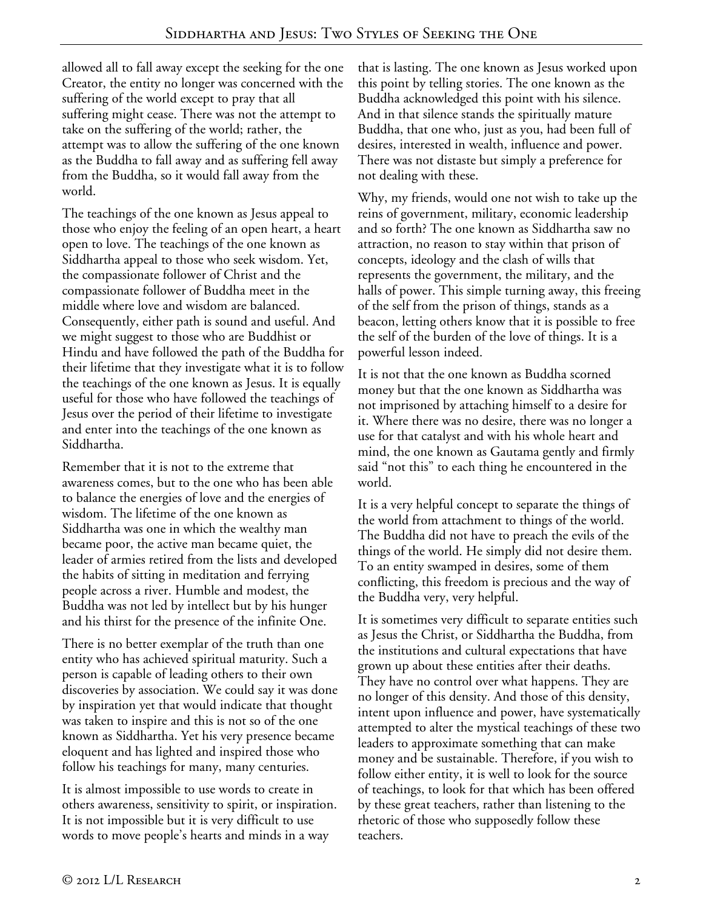allowed all to fall away except the seeking for the one Creator, the entity no longer was concerned with the suffering of the world except to pray that all suffering might cease. There was not the attempt to take on the suffering of the world; rather, the attempt was to allow the suffering of the one known as the Buddha to fall away and as suffering fell away from the Buddha, so it would fall away from the world.

The teachings of the one known as Jesus appeal to those who enjoy the feeling of an open heart, a heart open to love. The teachings of the one known as Siddhartha appeal to those who seek wisdom. Yet, the compassionate follower of Christ and the compassionate follower of Buddha meet in the middle where love and wisdom are balanced. Consequently, either path is sound and useful. And we might suggest to those who are Buddhist or Hindu and have followed the path of the Buddha for their lifetime that they investigate what it is to follow the teachings of the one known as Jesus. It is equally useful for those who have followed the teachings of Jesus over the period of their lifetime to investigate and enter into the teachings of the one known as Siddhartha.

Remember that it is not to the extreme that awareness comes, but to the one who has been able to balance the energies of love and the energies of wisdom. The lifetime of the one known as Siddhartha was one in which the wealthy man became poor, the active man became quiet, the leader of armies retired from the lists and developed the habits of sitting in meditation and ferrying people across a river. Humble and modest, the Buddha was not led by intellect but by his hunger and his thirst for the presence of the infinite One.

There is no better exemplar of the truth than one entity who has achieved spiritual maturity. Such a person is capable of leading others to their own discoveries by association. We could say it was done by inspiration yet that would indicate that thought was taken to inspire and this is not so of the one known as Siddhartha. Yet his very presence became eloquent and has lighted and inspired those who follow his teachings for many, many centuries.

It is almost impossible to use words to create in others awareness, sensitivity to spirit, or inspiration. It is not impossible but it is very difficult to use words to move people's hearts and minds in a way that is lasting. The one known as Jesus worked upon this point by telling stories. The one known as the Buddha acknowledged this point with his silence. And in that silence stands the spiritually mature Buddha, that one who, just as you, had been full of desires, interested in wealth, influence and power. There was not distaste but simply a preference for not dealing with these.

Why, my friends, would one not wish to take up the reins of government, military, economic leadership and so forth? The one known as Siddhartha saw no attraction, no reason to stay within that prison of concepts, ideology and the clash of wills that represents the government, the military, and the halls of power. This simple turning away, this freeing of the self from the prison of things, stands as a beacon, letting others know that it is possible to free the self of the burden of the love of things. It is a powerful lesson indeed.

It is not that the one known as Buddha scorned money but that the one known as Siddhartha was not imprisoned by attaching himself to a desire for it. Where there was no desire, there was no longer a use for that catalyst and with his whole heart and mind, the one known as Gautama gently and firmly said "not this" to each thing he encountered in the world.

It is a very helpful concept to separate the things of the world from attachment to things of the world. The Buddha did not have to preach the evils of the things of the world. He simply did not desire them. To an entity swamped in desires, some of them conflicting, this freedom is precious and the way of the Buddha very, very helpful.

It is sometimes very difficult to separate entities such as Jesus the Christ, or Siddhartha the Buddha, from the institutions and cultural expectations that have grown up about these entities after their deaths. They have no control over what happens. They are no longer of this density. And those of this density, intent upon influence and power, have systematically attempted to alter the mystical teachings of these two leaders to approximate something that can make money and be sustainable. Therefore, if you wish to follow either entity, it is well to look for the source of teachings, to look for that which has been offered by these great teachers, rather than listening to the rhetoric of those who supposedly follow these teachers.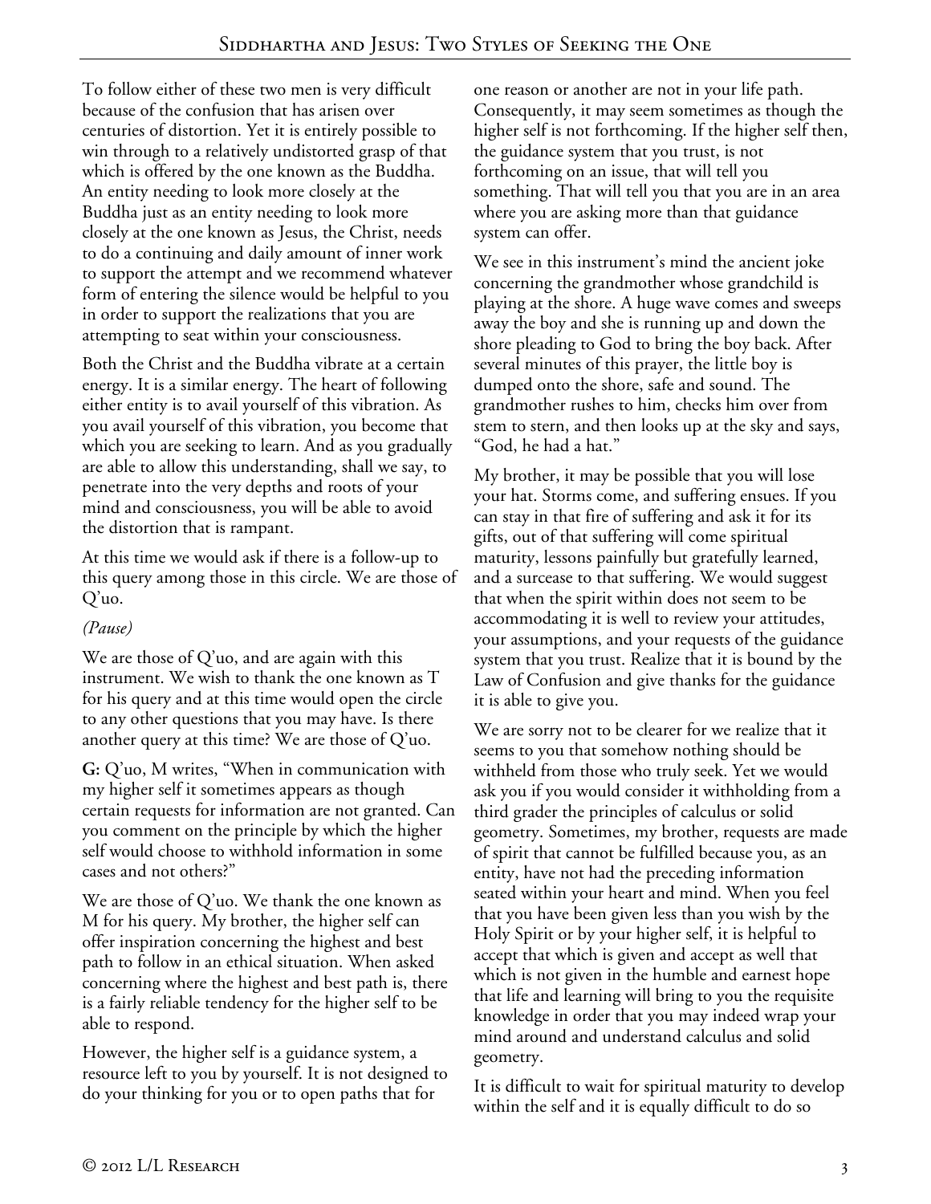To follow either of these two men is very difficult because of the confusion that has arisen over centuries of distortion. Yet it is entirely possible to win through to a relatively undistorted grasp of that which is offered by the one known as the Buddha. An entity needing to look more closely at the Buddha just as an entity needing to look more closely at the one known as Jesus, the Christ, needs to do a continuing and daily amount of inner work to support the attempt and we recommend whatever form of entering the silence would be helpful to you in order to support the realizations that you are attempting to seat within your consciousness.

Both the Christ and the Buddha vibrate at a certain energy. It is a similar energy. The heart of following either entity is to avail yourself of this vibration. As you avail yourself of this vibration, you become that which you are seeking to learn. And as you gradually are able to allow this understanding, shall we say, to penetrate into the very depths and roots of your mind and consciousness, you will be able to avoid the distortion that is rampant.

At this time we would ask if there is a follow-up to this query among those in this circle. We are those of Q'uo.

*(Pause)*

We are those of Q'uo, and are again with this instrument. We wish to thank the one known as T for his query and at this time would open the circle to any other questions that you may have. Is there another query at this time? We are those of Q'uo.

**G:** Q'uo, M writes, "When in communication with my higher self it sometimes appears as though certain requests for information are not granted. Can you comment on the principle by which the higher self would choose to withhold information in some cases and not others?"

We are those of Q'uo. We thank the one known as M for his query. My brother, the higher self can offer inspiration concerning the highest and best path to follow in an ethical situation. When asked concerning where the highest and best path is, there is a fairly reliable tendency for the higher self to be able to respond.

However, the higher self is a guidance system, a resource left to you by yourself. It is not designed to do your thinking for you or to open paths that for one reason or another are not in your life path. Consequently, it may seem sometimes as though the higher self is not forthcoming. If the higher self then, the guidance system that you trust, is not forthcoming on an issue, that will tell you something. That will tell you that you are in an area where you are asking more than that guidance system can offer.

We see in this instrument's mind the ancient joke concerning the grandmother whose grandchild is playing at the shore. A huge wave comes and sweeps away the boy and she is running up and down the shore pleading to God to bring the boy back. After several minutes of this prayer, the little boy is dumped onto the shore, safe and sound. The grandmother rushes to him, checks him over from stem to stern, and then looks up at the sky and says, "God, he had a hat."

My brother, it may be possible that you will lose your hat. Storms come, and suffering ensues. If you can stay in that fire of suffering and ask it for its gifts, out of that suffering will come spiritual maturity, lessons painfully but gratefully learned, and a surcease to that suffering. We would suggest that when the spirit within does not seem to be accommodating it is well to review your attitudes, your assumptions, and your requests of the guidance system that you trust. Realize that it is bound by the Law of Confusion and give thanks for the guidance it is able to give you.

We are sorry not to be clearer for we realize that it seems to you that somehow nothing should be withheld from those who truly seek. Yet we would ask you if you would consider it withholding from a third grader the principles of calculus or solid geometry. Sometimes, my brother, requests are made of spirit that cannot be fulfilled because you, as an entity, have not had the preceding information seated within your heart and mind. When you feel that you have been given less than you wish by the Holy Spirit or by your higher self, it is helpful to accept that which is given and accept as well that which is not given in the humble and earnest hope that life and learning will bring to you the requisite knowledge in order that you may indeed wrap your mind around and understand calculus and solid geometry.

It is difficult to wait for spiritual maturity to develop within the self and it is equally difficult to do so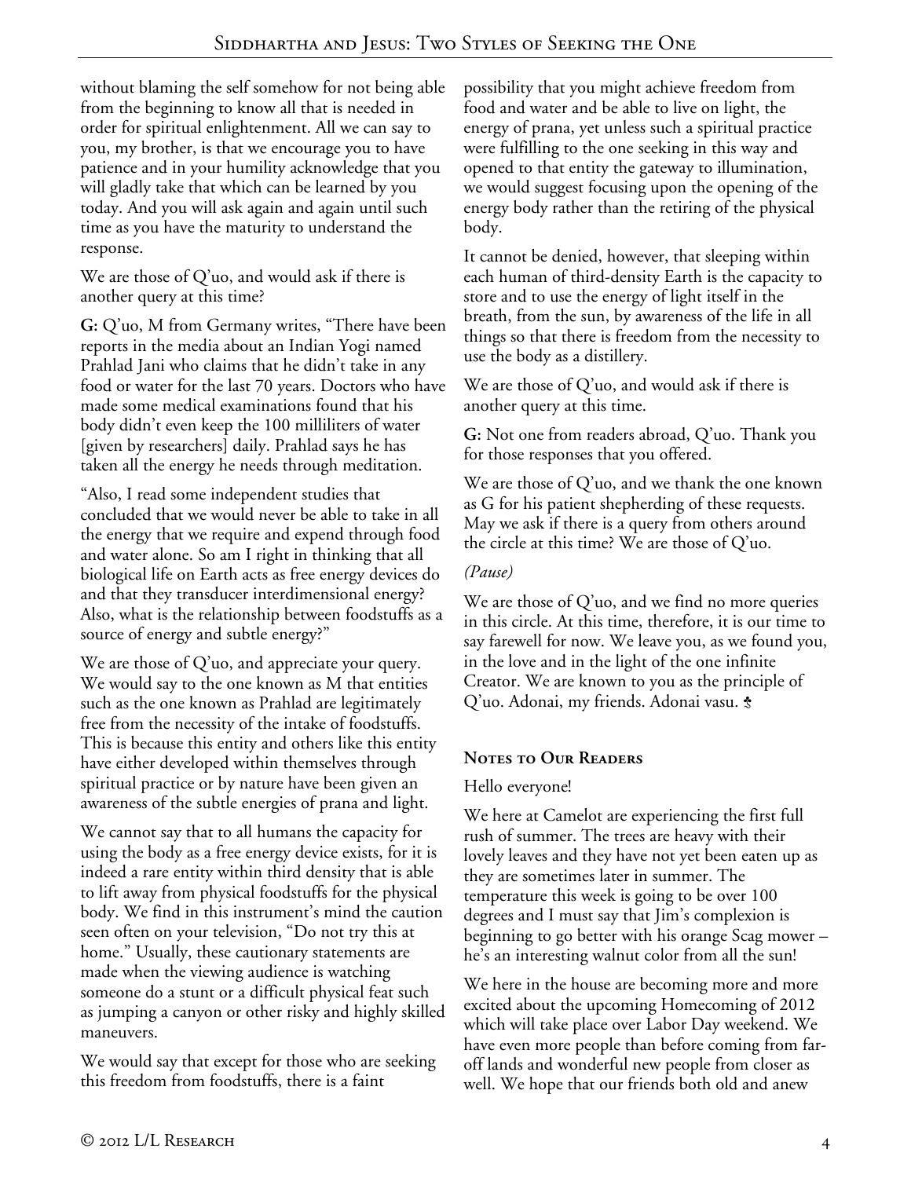without blaming the self somehow for not being able from the beginning to know all that is needed in order for spiritual enlightenment. All we can say to you, my brother, is that we encourage you to have patience and in your humility acknowledge that you will gladly take that which can be learned by you today. And you will ask again and again until such time as you have the maturity to understand the response.

We are those of Q'uo, and would ask if there is another query at this time?

**G:** Q'uo, M from Germany writes, "There have been reports in the media about an Indian Yogi named Prahlad Jani who claims that he didn't take in any food or water for the last 70 years. Doctors who have made some medical examinations found that his body didn't even keep the 100 milliliters of water [given by researchers] daily. Prahlad says he has taken all the energy he needs through meditation.

"Also, I read some independent studies that concluded that we would never be able to take in all the energy that we require and expend through food and water alone. So am I right in thinking that all biological life on Earth acts as free energy devices do and that they transducer interdimensional energy? Also, what is the relationship between foodstuffs as a source of energy and subtle energy?"

We are those of Q'uo, and appreciate your query. We would say to the one known as M that entities such as the one known as Prahlad are legitimately free from the necessity of the intake of foodstuffs. This is because this entity and others like this entity have either developed within themselves through spiritual practice or by nature have been given an awareness of the subtle energies of prana and light.

We cannot say that to all humans the capacity for using the body as a free energy device exists, for it is indeed a rare entity within third density that is able to lift away from physical foodstuffs for the physical body. We find in this instrument's mind the caution seen often on your television, "Do not try this at home." Usually, these cautionary statements are made when the viewing audience is watching someone do a stunt or a difficult physical feat such as jumping a canyon or other risky and highly skilled maneuvers.

We would say that except for those who are seeking this freedom from foodstuffs, there is a faint possibility that you might achieve freedom from food and water and be able to live on light, the energy of prana, yet unless such a spiritual practice were fulfilling to the one seeking in this way and opened to that entity the gateway to illumination, we would suggest focusing upon the opening of the energy body rather than the retiring of the physical body.

It cannot be denied, however, that sleeping within each human of third-density Earth is the capacity to store and to use the energy of light itself in the breath, from the sun, by awareness of the life in all things so that there is freedom from the necessity to use the body as a distillery.

We are those of Q'uo, and would ask if there is another query at this time.

**G:** Not one from readers abroad, Q'uo. Thank you for those responses that you offered.

We are those of Q'uo, and we thank the one known as G for his patient shepherding of these requests. May we ask if there is a query from others around the circle at this time? We are those of Q'uo.

*(Pause)*

We are those of Q'uo, and we find no more queries in this circle. At this time, therefore, it is our time to say farewell for now. We leave you, as we found you, in the love and in the light of the one infinite Creator. We are known to you as the principle of Q'uo. Adonai, my friends. Adonai vasu. ♣

## Notes to Our Readers

Hello everyone!

We here at Camelot are experiencing the first full rush of summer. The trees are heavy with their lovely leaves and they have not yet been eaten up as they are sometimes later in summer. The temperature this week is going to be over 100 degrees and I must say that Jim's complexion is beginning to go better with his orange Scag mower – he's an interesting walnut color from all the sun!

We here in the house are becoming more and more excited about the upcoming Homecoming of 2012 which will take place over Labor Day weekend. We have even more people than before coming from far-off lands and wonderful new people from closer as well. We hope that our friends both old and anew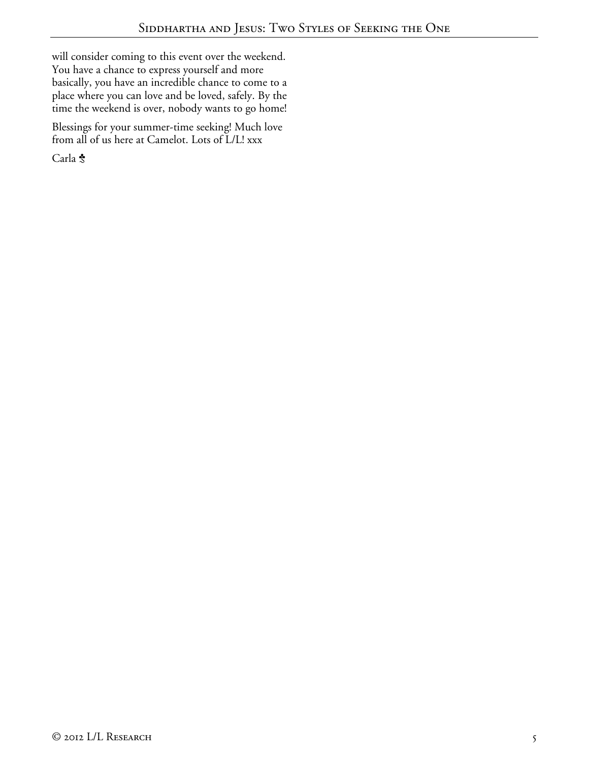will consider coming to this event over the weekend. You have a chance to express yourself and more basically, you have an incredible chance to come to a place where you can love and be loved, safely. By the time the weekend is over, nobody wants to go home!

Blessings for your summer-time seeking! Much love from all of us here at Camelot. Lots of L/L! xxx

Carla ♣